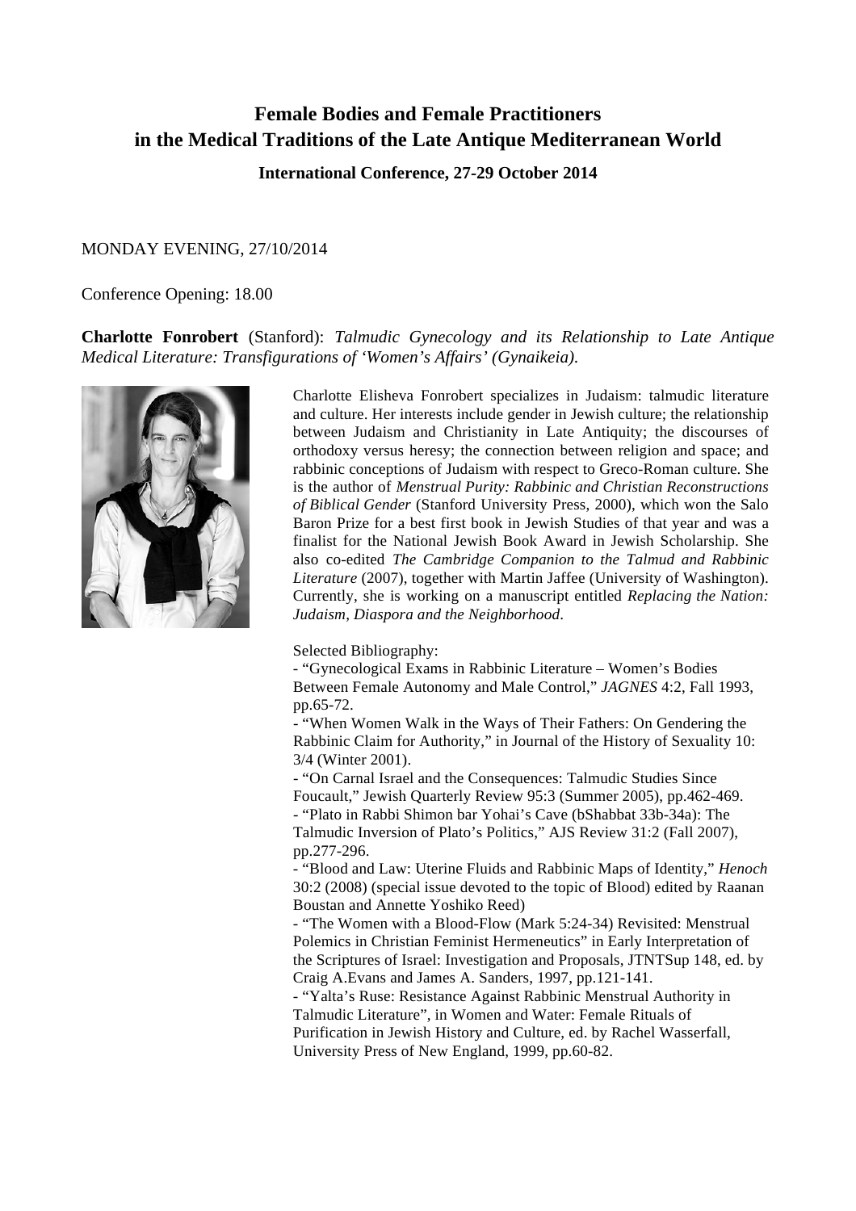# Female Bodies and Female Practitioners in the Medical Traditions of the Late Antique Mediterranean World

**International Conference, 27-29 October 2014**

MONDAY EVENING, 27/10/2014

Conference Opening: 18.00

**Charlotte Fonrobert** (Stanford): *Talmudic Gynecology and its Relationship to Late Antique Medical Literature: Transfigurations of 'Women's Affairs' (Gynaikeia).*

Charlotte Elisheva Fonrobert specializes in Judaism: talmudic literature and culture. Her interests include gender in Jewish culture; the relationship between Judaism and Christianity in Late Antiquity; the discourses of orthodoxy versus heresy; the connection between religion and space; and rabbinic conceptions of Judaism with respect to Greco-Roman culture. She is the author of *Menstrual Purity: Rabbinic and Christian Reconstructions of Biblical Gender* (Stanford University Press, 2000), which won the Salo Baron Prize for a best first book in Jewish Studies of that year and was a finalist for the National Jewish Book Award in Jewish Scholarship. She also co-edited *The Cambridge Companion to the Talmud and Rabbinic Literature* (2007), together with Martin Jaffee (University of Washington). Currently, she is working on a manuscript entitled *Replacing the Nation: Judaism, Diaspora and the Neighborhood*.

Selected Bibliography:

- "Gynecological Exams in Rabbinic Literature – Women's Bodies Between Female Autonomy and Male Control," *JAGNES* 4:2, Fall 1993, pp.65-72.
- "When Women Walk in the Ways of Their Fathers: On Gendering the Rabbinic Claim for Authority," in Journal of the History of Sexuality 10: 3/4 (Winter 2001).
- "On Carnal Israel and the Consequences: Talmudic Studies Since Foucault," Jewish Quarterly Review 95:3 (Summer 2005), pp.462-469.
- "Plato in Rabbi Shimon bar Yohai's Cave (bShabbat 33b-34a): The Talmudic Inversion of Plato's Politics," AJS Review 31:2 (Fall 2007), pp.277-296.
- "Blood and Law: Uterine Fluids and Rabbinic Maps of Identity," *Henoch* 30:2 (2008) (special issue devoted to the topic of Blood) edited by Raanan Boustan and Annette Yoshiko Reed)
- "The Women with a Blood-Flow (Mark 5:24-34) Revisited: Menstrual Polemics in Christian Feminist Hermeneutics" in Early Interpretation of the Scriptures of Israel: Investigation and Proposals, JTNTSup 148, ed. by Craig A.Evans and James A. Sanders, 1997, pp.121-141.
- "Yalta's Ruse: Resistance Against Rabbinic Menstrual Authority in Talmudic Literature", in Women and Water: Female Rituals of Purification in Jewish History and Culture, ed. by Rachel Wasserfall, University Press of New England, 1999, pp.60-82.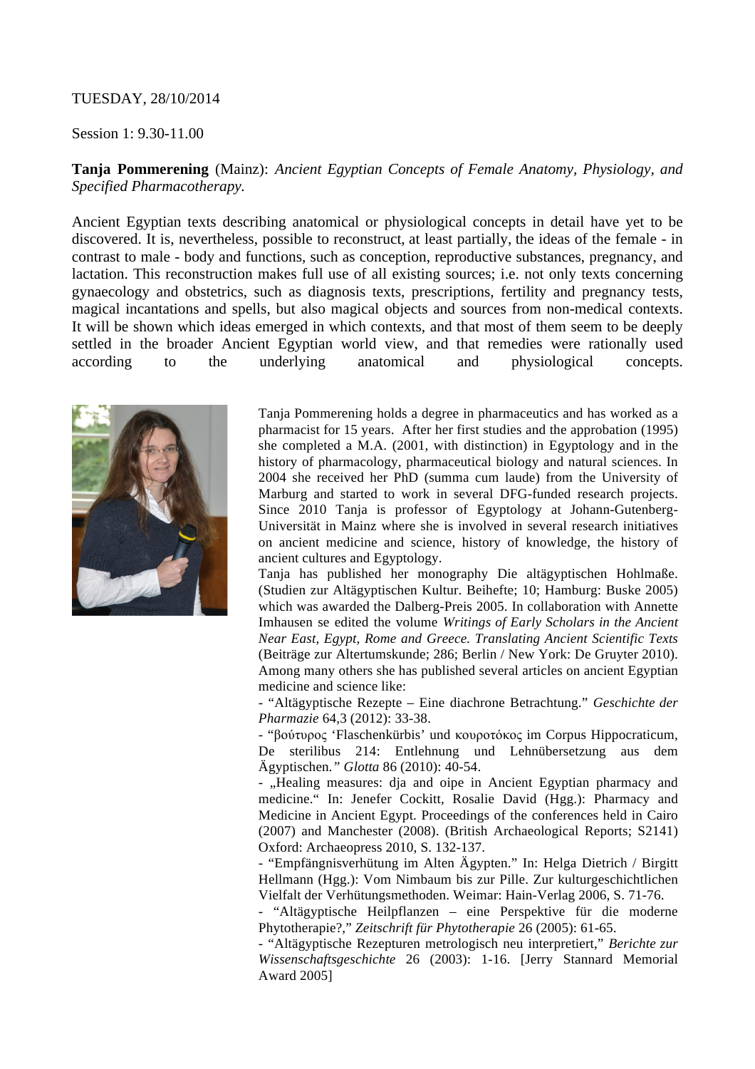TUESDAY, 28/10/2014

Session 1: 9.30-11.00

**Tanja Pommerening** (Mainz): *Ancient Egyptian Concepts of Female Anatomy, Physiology, and Specified Pharmacotherapy.*

Ancient Egyptian texts describing anatomical or physiological concepts in detail have yet to be discovered. It is, nevertheless, possible to reconstruct, at least partially, the ideas of the female - in contrast to male - body and functions, such as conception, reproductive substances, pregnancy, and lactation. This reconstruction makes full use of all existing sources; i.e. not only texts concerning gynaecology and obstetrics, such as diagnosis texts, prescriptions, fertility and pregnancy tests, magical incantations and spells, but also magical objects and sources from non-medical contexts. It will be shown which ideas emerged in which contexts, and that most of them seem to be deeply settled in the broader Ancient Egyptian world view, and that remedies were rationally used according to the underlying anatomical and physiological concepts.

Tanja Pommerening holds a degree in pharmaceutics and has worked as a pharmacist for 15 years. After her first studies and the approbation (1995) she completed a M.A. (2001, with distinction) in Egyptology and in the history of pharmacology, pharmaceutical biology and natural sciences. In 2004 she received her PhD (summa cum laude) from the University of Marburg and started to work in several DFG-funded research projects. Since 2010 Tanja is professor of Egyptology at Johann-Gutenberg-Universität in Mainz where she is involved in several research initiatives on ancient medicine and science, history of knowledge, the history of ancient cultures and Egyptology.

Tanja has published her monography Die altägyptischen Hohlmaße. (Studien zur Altägyptischen Kultur. Beihefte; 10; Hamburg: Buske 2005) which was awarded the Dalberg-Preis 2005. In collaboration with Annette Imhausen se edited the volume *Writings of Early Scholars in the Ancient Near East, Egypt, Rome and Greece. Translating Ancient Scientific Texts* (Beiträge zur Altertumskunde; 286; Berlin / New York: De Gruyter 2010). Among many others she has published several articles on ancient Egyptian medicine and science like:

- "Altägyptische Rezepte – Eine diachrone Betrachtung." *Geschichte der Pharmazie* 64,3 (2012): 33-38.
- "βούτυρος 'Flaschenkürbis' und κουροτόκος im Corpus Hippocraticum, De sterilibus 214: Entlehnung und Lehnübersetzung aus dem Ägyptischen.*" Glotta* 86 (2010): 40-54.
- „Healing measures: dja and oipe in Ancient Egyptian pharmacy and medicine." In: Jenefer Cockitt, Rosalie David (Hgg.): Pharmacy and Medicine in Ancient Egypt. Proceedings of the conferences held in Cairo (2007) and Manchester (2008). (British Archaeological Reports; S2141) Oxford: Archaeopress 2010, S. 132-137.
- "Empfängnisverhütung im Alten Ägypten." In: Helga Dietrich / Birgitt Hellmann (Hgg.): Vom Nimbaum bis zur Pille. Zur kulturgeschichtlichen Vielfalt der Verhütungsmethoden. Weimar: Hain-Verlag 2006, S. 71-76.
- "Altägyptische Heilpflanzen – eine Perspektive für die moderne Phytotherapie?," *Zeitschrift für Phytotherapie* 26 (2005): 61-65.
- "Altägyptische Rezepturen metrologisch neu interpretiert," *Berichte zur Wissenschaftsgeschichte* 26 (2003): 1-16. [Jerry Stannard Memorial Award 2005]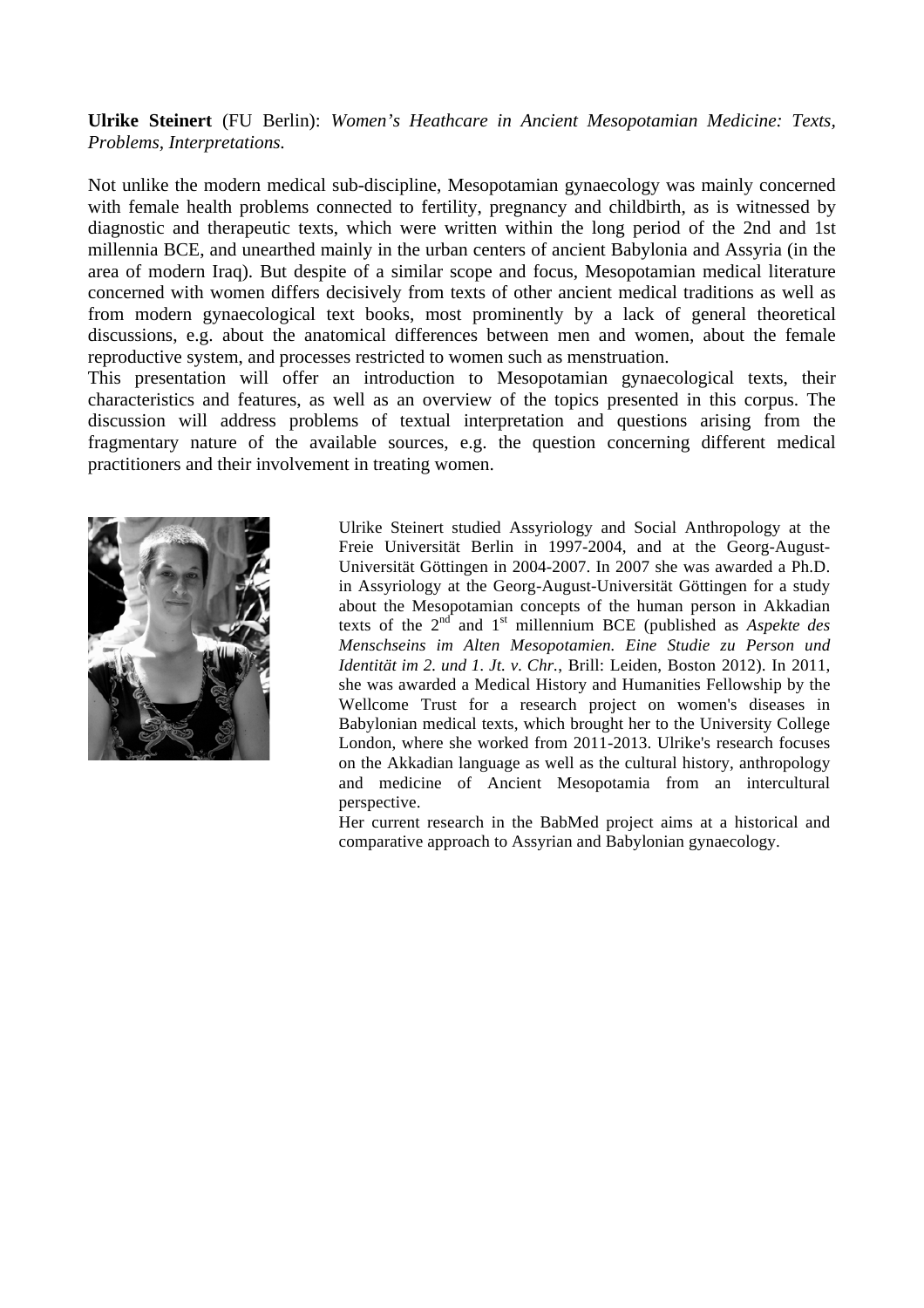**Ulrike Steinert** (FU Berlin): *Women's Heathcare in Ancient Mesopotamian Medicine: Texts, Problems, Interpretations.*

Not unlike the modern medical sub-discipline, Mesopotamian gynaecology was mainly concerned with female health problems connected to fertility, pregnancy and childbirth, as is witnessed by diagnostic and therapeutic texts, which were written within the long period of the 2nd and 1st millennia BCE, and unearthed mainly in the urban centers of ancient Babylonia and Assyria (in the area of modern Iraq). But despite of a similar scope and focus, Mesopotamian medical literature concerned with women differs decisively from texts of other ancient medical traditions as well as from modern gynaecological text books, most prominently by a lack of general theoretical discussions, e.g. about the anatomical differences between men and women, about the female reproductive system, and processes restricted to women such as menstruation.

This presentation will offer an introduction to Mesopotamian gynaecological texts, their characteristics and features, as well as an overview of the topics presented in this corpus. The discussion will address problems of textual interpretation and questions arising from the fragmentary nature of the available sources, e.g. the question concerning different medical practitioners and their involvement in treating women.

Ulrike Steinert studied Assyriology and Social Anthropology at the Freie Universität Berlin in 1997-2004, and at the Georg-August-Universität Göttingen in 2004-2007. In 2007 she was awarded a Ph.D. in Assyriology at the Georg-August-Universität Göttingen for a study about the Mesopotamian concepts of the human person in Akkadian texts of the 2nd and 1st millennium BCE (published as *Aspekte des Menschseins im Alten Mesopotamien. Eine Studie zu Person und Identität im 2. und 1. Jt. v. Chr.*, Brill: Leiden, Boston 2012). In 2011, she was awarded a Medical History and Humanities Fellowship by the Wellcome Trust for a research project on women's diseases in Babylonian medical texts, which brought her to the University College London, where she worked from 2011-2013. Ulrike's research focuses on the Akkadian language as well as the cultural history, anthropology and medicine of Ancient Mesopotamia from an intercultural perspective.

Her current research in the BabMed project aims at a historical and comparative approach to Assyrian and Babylonian gynaecology.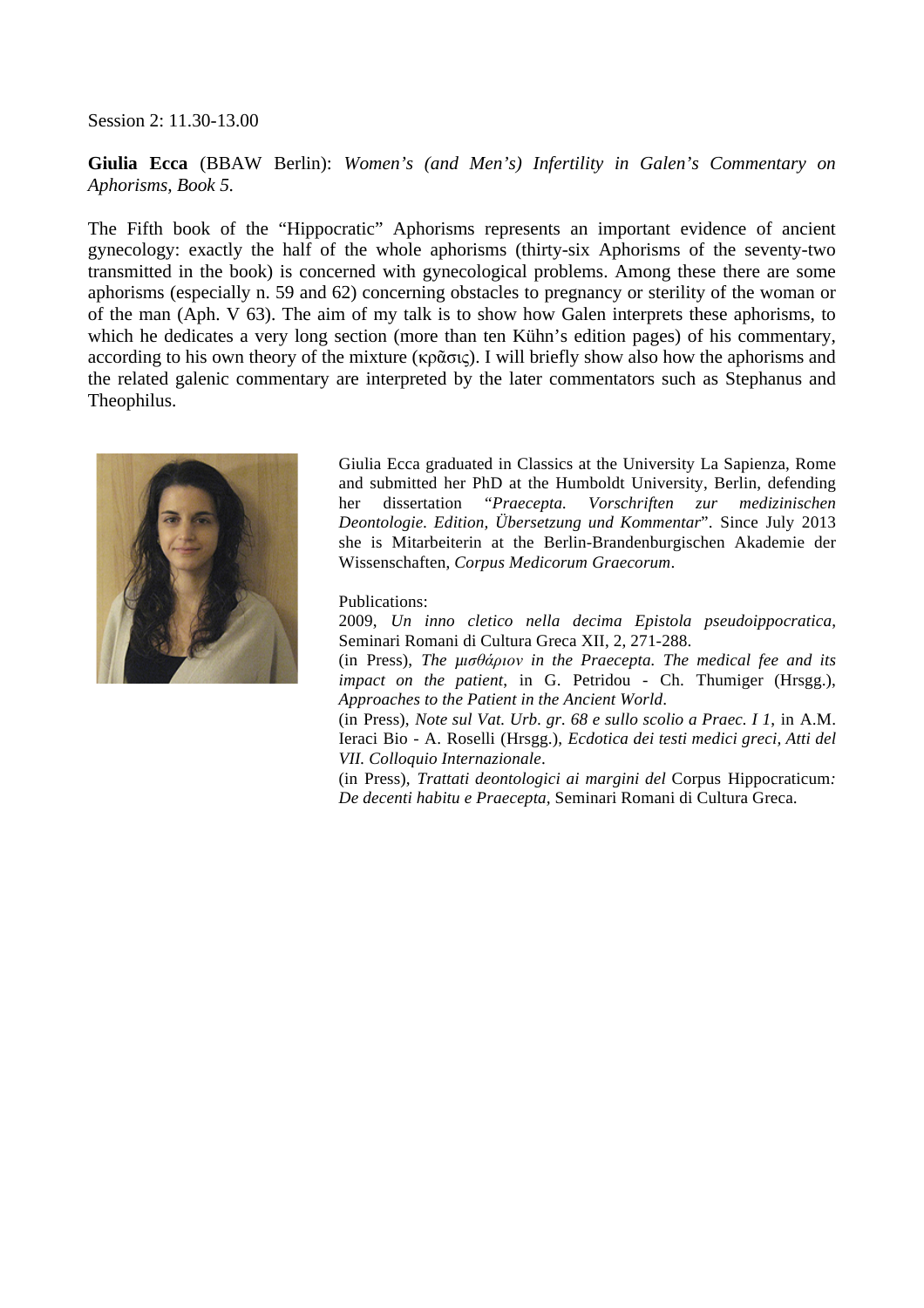Session 2: 11.30-13.00

**Giulia Ecca** (BBAW Berlin): *Women's (and Men's) Infertility in Galen's Commentary on Aphorisms, Book 5.*

The Fifth book of the "Hippocratic" Aphorisms represents an important evidence of ancient gynecology: exactly the half of the whole aphorisms (thirty-six Aphorisms of the seventy-two transmitted in the book) is concerned with gynecological problems. Among these there are some aphorisms (especially n. 59 and 62) concerning obstacles to pregnancy or sterility of the woman or of the man (Aph. V 63). The aim of my talk is to show how Galen interprets these aphorisms, to which he dedicates a very long section (more than ten Kühn's edition pages) of his commentary, according to his own theory of the mixture (κρᾶσις). I will briefly show also how the aphorisms and the related galenic commentary are interpreted by the later commentators such as Stephanus and Theophilus.

Giulia Ecca graduated in Classics at the University La Sapienza, Rome and submitted her PhD at the Humboldt University, Berlin, defending her dissertation "*Praecepta. Vorschriften zur medizinischen Deontologie. Edition, Übersetzung und Kommentar*". Since July 2013 she is Mitarbeiterin at the Berlin-Brandenburgischen Akademie der Wissenschaften, *Corpus Medicorum Graecorum*.

Publications:

2009, *Un inno cletico nella decima Epistola pseudoippocratica*, Seminari Romani di Cultura Greca XII, 2, 271-288.

(in Press), *The μισθάριον in the Praecepta. The medical fee and its impact on the patient*, in G. Petridou - Ch. Thumiger (Hrsgg.), *Approaches to the Patient in the Ancient World*.

(in Press), *Note sul Vat. Urb. gr. 68 e sullo scolio a Praec. I 1*, in A.M. Ieraci Bio - A. Roselli (Hrsgg.), *Ecdotica dei testi medici greci, Atti del VII. Colloquio Internazionale*.

(in Press), *Trattati deontologici ai margini del* Corpus Hippocraticum*: De decenti habitu e Praecepta*, Seminari Romani di Cultura Greca.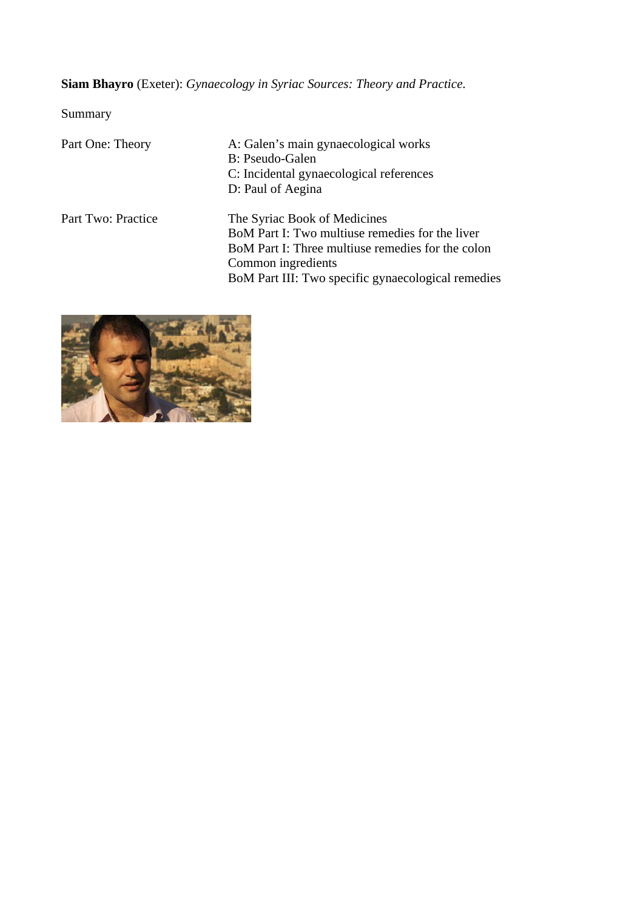**Siam Bhayro** (Exeter): *Gynaecology in Syriac Sources: Theory and Practice.*

Summary

| | |
|---|---|
| Part One: Theory | A: Galen's main gynaecological works<br>B: Pseudo-Galen<br>C: Incidental gynaecological references<br>D: Paul of Aegina |
| Part Two: Practice | The Syriac Book of Medicines<br>BoM Part I: Two multiuse remedies for the liver<br>BoM Part I: Three multiuse remedies for the colon<br>Common ingredients<br>BoM Part III: Two specific gynaecological remedies |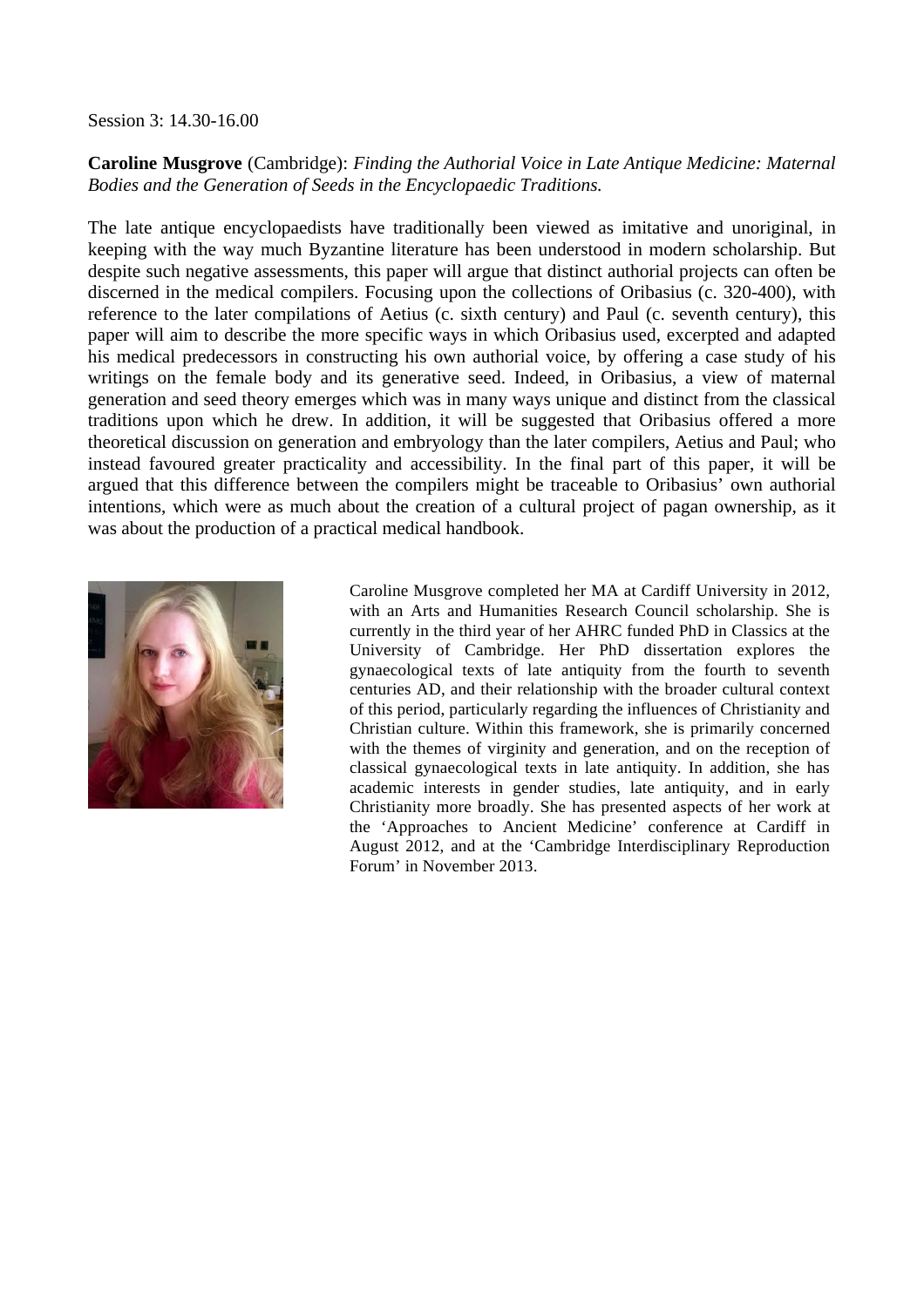Session 3: 14.30-16.00

**Caroline Musgrove** (Cambridge): *Finding the Authorial Voice in Late Antique Medicine: Maternal Bodies and the Generation of Seeds in the Encyclopaedic Traditions.*

The late antique encyclopaedists have traditionally been viewed as imitative and unoriginal, in keeping with the way much Byzantine literature has been understood in modern scholarship. But despite such negative assessments, this paper will argue that distinct authorial projects can often be discerned in the medical compilers. Focusing upon the collections of Oribasius (c. 320-400), with reference to the later compilations of Aetius (c. sixth century) and Paul (c. seventh century), this paper will aim to describe the more specific ways in which Oribasius used, excerpted and adapted his medical predecessors in constructing his own authorial voice, by offering a case study of his writings on the female body and its generative seed. Indeed, in Oribasius, a view of maternal generation and seed theory emerges which was in many ways unique and distinct from the classical traditions upon which he drew. In addition, it will be suggested that Oribasius offered a more theoretical discussion on generation and embryology than the later compilers, Aetius and Paul; who instead favoured greater practicality and accessibility. In the final part of this paper, it will be argued that this difference between the compilers might be traceable to Oribasius' own authorial intentions, which were as much about the creation of a cultural project of pagan ownership, as it was about the production of a practical medical handbook.

Caroline Musgrove completed her MA at Cardiff University in 2012, with an Arts and Humanities Research Council scholarship. She is currently in the third year of her AHRC funded PhD in Classics at the University of Cambridge. Her PhD dissertation explores the gynaecological texts of late antiquity from the fourth to seventh centuries AD, and their relationship with the broader cultural context of this period, particularly regarding the influences of Christianity and Christian culture. Within this framework, she is primarily concerned with the themes of virginity and generation, and on the reception of classical gynaecological texts in late antiquity. In addition, she has academic interests in gender studies, late antiquity, and in early Christianity more broadly. She has presented aspects of her work at the 'Approaches to Ancient Medicine' conference at Cardiff in August 2012, and at the 'Cambridge Interdisciplinary Reproduction Forum' in November 2013.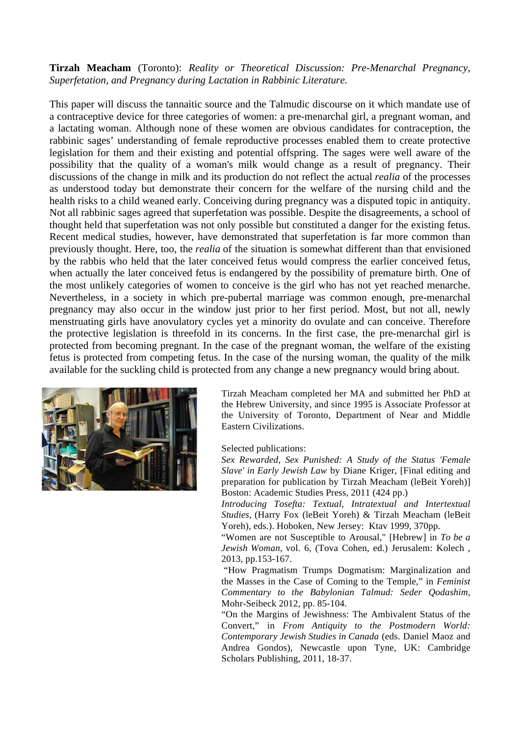**Tirzah Meacham** (Toronto): *Reality or Theoretical Discussion: Pre-Menarchal Pregnancy, Superfetation, and Pregnancy during Lactation in Rabbinic Literature.*

This paper will discuss the tannaitic source and the Talmudic discourse on it which mandate use of a contraceptive device for three categories of women: a pre-menarchal girl, a pregnant woman, and a lactating woman. Although none of these women are obvious candidates for contraception, the rabbinic sages' understanding of female reproductive processes enabled them to create protective legislation for them and their existing and potential offspring. The sages were well aware of the possibility that the quality of a woman's milk would change as a result of pregnancy. Their discussions of the change in milk and its production do not reflect the actual *realia* of the processes as understood today but demonstrate their concern for the welfare of the nursing child and the health risks to a child weaned early. Conceiving during pregnancy was a disputed topic in antiquity. Not all rabbinic sages agreed that superfetation was possible. Despite the disagreements, a school of thought held that superfetation was not only possible but constituted a danger for the existing fetus. Recent medical studies, however, have demonstrated that superfetation is far more common than previously thought. Here, too, the *realia* of the situation is somewhat different than that envisioned by the rabbis who held that the later conceived fetus would compress the earlier conceived fetus, when actually the later conceived fetus is endangered by the possibility of premature birth. One of the most unlikely categories of women to conceive is the girl who has not yet reached menarche. Nevertheless, in a society in which pre-pubertal marriage was common enough, pre-menarchal pregnancy may also occur in the window just prior to her first period. Most, but not all, newly menstruating girls have anovulatory cycles yet a minority do ovulate and can conceive. Therefore the protective legislation is threefold in its concerns. In the first case, the pre-menarchal girl is protected from becoming pregnant. In the case of the pregnant woman, the welfare of the existing fetus is protected from competing fetus. In the case of the nursing woman, the quality of the milk available for the suckling child is protected from any change a new pregnancy would bring about.

Tirzah Meacham completed her MA and submitted her PhD at the Hebrew University, and since 1995 is Associate Professor at the University of Toronto, Department of Near and Middle Eastern Civilizations.

Selected publications:

*Sex Rewarded, Sex Punished: A Study of the Status 'Female Slave' in Early Jewish Law* by Diane Kriger, [Final editing and preparation for publication by Tirzah Meacham (leBeit Yoreh)] Boston: Academic Studies Press, 2011 (424 pp.)

*Introducing Tosefta: Textual, Intratextual and Intertextual Studies*, (Harry Fox (leBeit Yoreh) & Tirzah Meacham (leBeit Yoreh), eds.). Hoboken, New Jersey: Ktav 1999, 370pp.

"Women are not Susceptible to Arousal," [Hebrew] in *To be a Jewish Woman*, vol. 6, (Tova Cohen, ed.) Jerusalem: Kolech , 2013, pp.153-167.

"How Pragmatism Trumps Dogmatism: Marginalization and the Masses in the Case of Coming to the Temple," in *Feminist Commentary to the Babylonian Talmud: Seder Qodashim*, Mohr-Seibeck 2012, pp. 85-104.

"On the Margins of Jewishness: The Ambivalent Status of the Convert," in *From Antiquity to the Postmodern World: Contemporary Jewish Studies in Canada* (eds. Daniel Maoz and Andrea Gondos), Newcastle upon Tyne, UK: Cambridge Scholars Publishing, 2011, 18-37.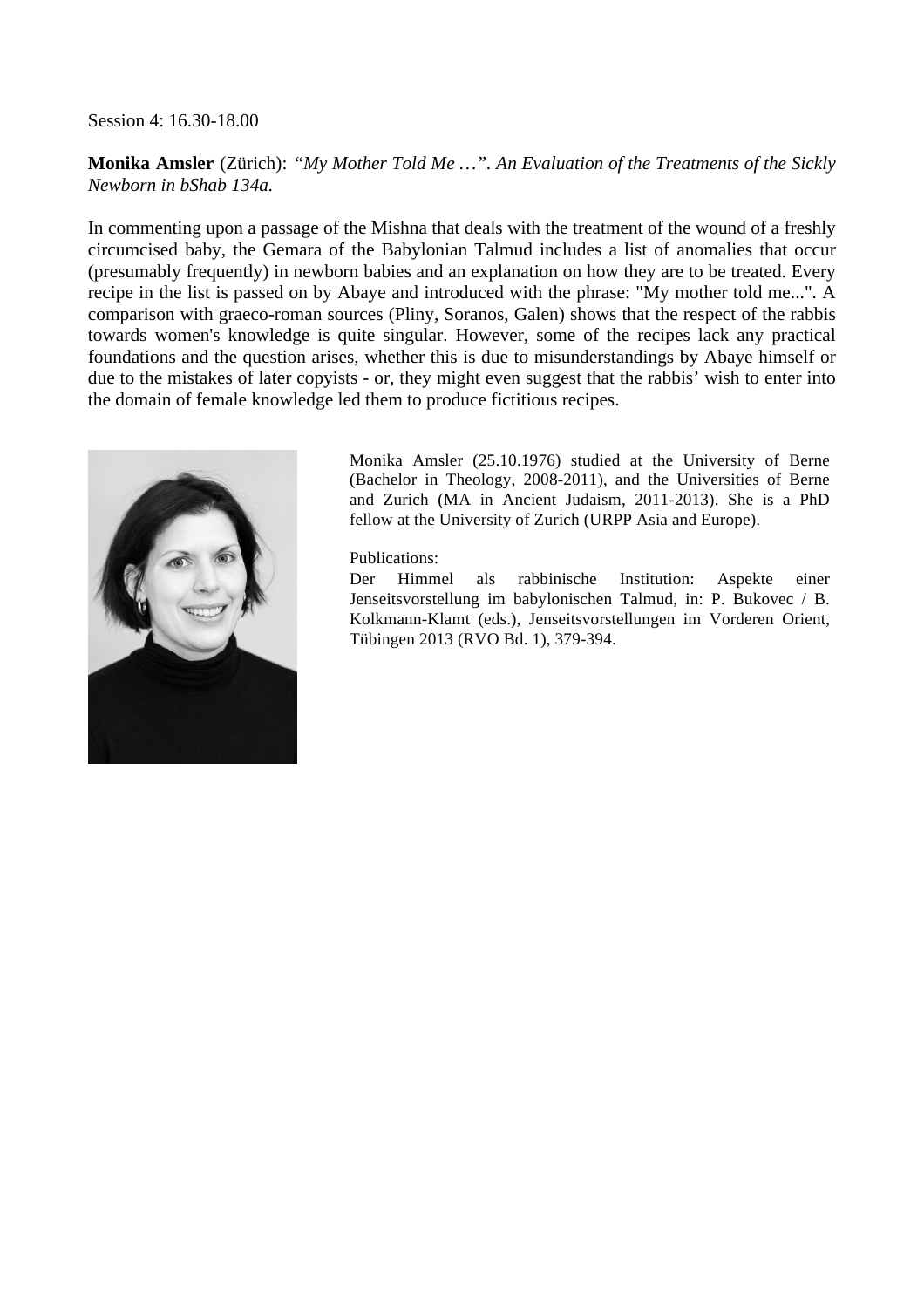Session 4: 16.30-18.00

**Monika Amsler** (Zürich): *"My Mother Told Me …". An Evaluation of the Treatments of the Sickly Newborn in bShab 134a.*

In commenting upon a passage of the Mishna that deals with the treatment of the wound of a freshly circumcised baby, the Gemara of the Babylonian Talmud includes a list of anomalies that occur (presumably frequently) in newborn babies and an explanation on how they are to be treated. Every recipe in the list is passed on by Abaye and introduced with the phrase: "My mother told me...". A comparison with graeco-roman sources (Pliny, Soranos, Galen) shows that the respect of the rabbis towards women's knowledge is quite singular. However, some of the recipes lack any practical foundations and the question arises, whether this is due to misunderstandings by Abaye himself or due to the mistakes of later copyists - or, they might even suggest that the rabbis' wish to enter into the domain of female knowledge led them to produce fictitious recipes.

Monika Amsler (25.10.1976) studied at the University of Berne (Bachelor in Theology, 2008-2011), and the Universities of Berne and Zurich (MA in Ancient Judaism, 2011-2013). She is a PhD fellow at the University of Zurich (URPP Asia and Europe).

Publications:
Der Himmel als rabbinische Institution: Aspekte einer Jenseitsvorstellung im babylonischen Talmud, in: P. Bukovec / B. Kolkmann-Klamt (eds.), Jenseitsvorstellungen im Vorderen Orient, Tübingen 2013 (RVO Bd. 1), 379-394.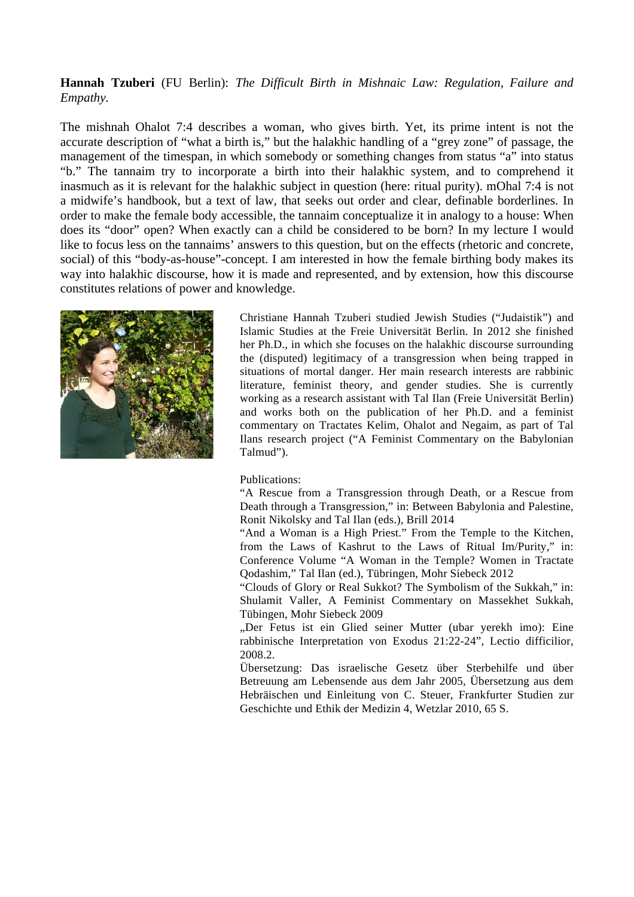**Hannah Tzuberi** (FU Berlin): *The Difficult Birth in Mishnaic Law: Regulation, Failure and Empathy*.

The mishnah Ohalot 7:4 describes a woman, who gives birth. Yet, its prime intent is not the accurate description of "what a birth is," but the halakhic handling of a "grey zone" of passage, the management of the timespan, in which somebody or something changes from status "a" into status "b." The tannaim try to incorporate a birth into their halakhic system, and to comprehend it inasmuch as it is relevant for the halakhic subject in question (here: ritual purity). mOhal 7:4 is not a midwife's handbook, but a text of law, that seeks out order and clear, definable borderlines. In order to make the female body accessible, the tannaim conceptualize it in analogy to a house: When does its "door" open? When exactly can a child be considered to be born? In my lecture I would like to focus less on the tannaims' answers to this question, but on the effects (rhetoric and concrete, social) of this "body-as-house"-concept. I am interested in how the female birthing body makes its way into halakhic discourse, how it is made and represented, and by extension, how this discourse constitutes relations of power and knowledge.

Christiane Hannah Tzuberi studied Jewish Studies ("Judaistik") and Islamic Studies at the Freie Universität Berlin. In 2012 she finished her Ph.D., in which she focuses on the halakhic discourse surrounding the (disputed) legitimacy of a transgression when being trapped in situations of mortal danger. Her main research interests are rabbinic literature, feminist theory, and gender studies. She is currently working as a research assistant with Tal Ilan (Freie Universität Berlin) and works both on the publication of her Ph.D. and a feminist commentary on Tractates Kelim, Ohalot and Negaim, as part of Tal Ilans research project ("A Feminist Commentary on the Babylonian Talmud").

Publications:

"A Rescue from a Transgression through Death, or a Rescue from Death through a Transgression," in: Between Babylonia and Palestine, Ronit Nikolsky and Tal Ilan (eds.), Brill 2014

"And a Woman is a High Priest." From the Temple to the Kitchen, from the Laws of Kashrut to the Laws of Ritual Im/Purity," in: Conference Volume "A Woman in the Temple? Women in Tractate Qodashim," Tal Ilan (ed.), Tübringen, Mohr Siebeck 2012

"Clouds of Glory or Real Sukkot? The Symbolism of the Sukkah," in: Shulamit Valler, A Feminist Commentary on Massekhet Sukkah, Tübingen, Mohr Siebeck 2009

„Der Fetus ist ein Glied seiner Mutter (ubar yerekh imo): Eine rabbinische Interpretation von Exodus 21:22-24", Lectio difficilior, 2008.2.

Übersetzung: Das israelische Gesetz über Sterbehilfe und über Betreuung am Lebensende aus dem Jahr 2005, Übersetzung aus dem Hebräischen und Einleitung von C. Steuer, Frankfurter Studien zur Geschichte und Ethik der Medizin 4, Wetzlar 2010, 65 S.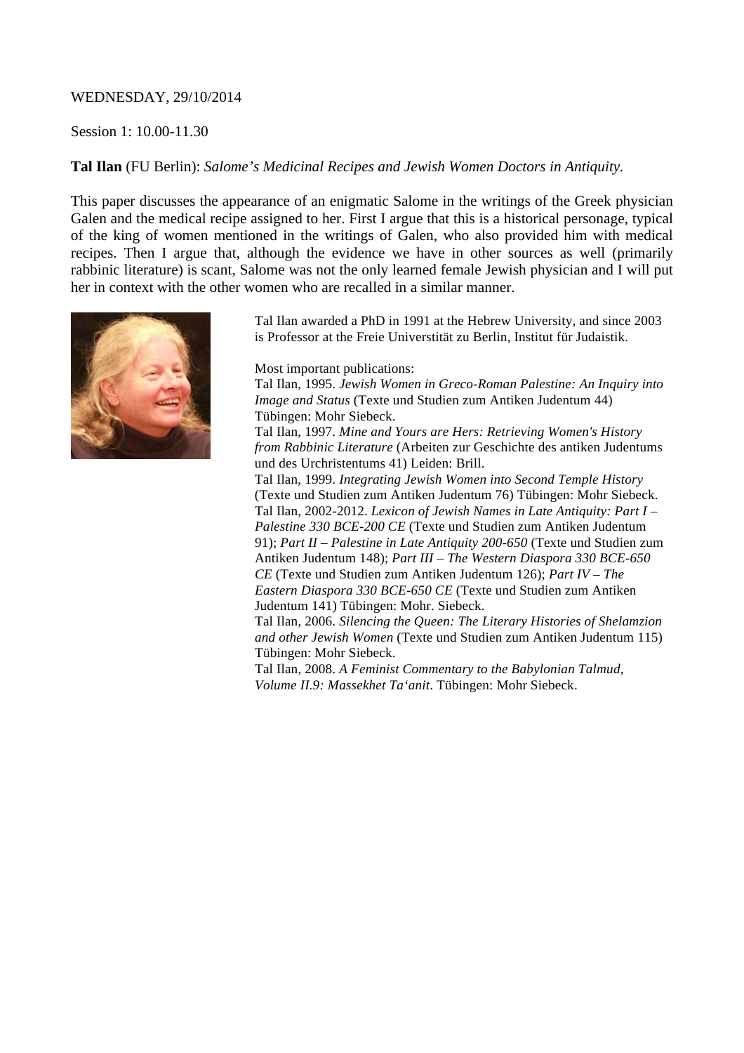WEDNESDAY, 29/10/2014

Session 1: 10.00-11.30

**Tal Ilan** (FU Berlin): *Salome's Medicinal Recipes and Jewish Women Doctors in Antiquity.*

This paper discusses the appearance of an enigmatic Salome in the writings of the Greek physician Galen and the medical recipe assigned to her. First I argue that this is a historical personage, typical of the king of women mentioned in the writings of Galen, who also provided him with medical recipes. Then I argue that, although the evidence we have in other sources as well (primarily rabbinic literature) is scant, Salome was not the only learned female Jewish physician and I will put her in context with the other women who are recalled in a similar manner.

Tal Ilan awarded a PhD in 1991 at the Hebrew University, and since 2003 is Professor at the Freie Universtität zu Berlin, Institut für Judaistik.

Most important publications:

Tal Ilan, 1995. *Jewish Women in Greco-Roman Palestine: An Inquiry into Image and Status* (Texte und Studien zum Antiken Judentum 44) Tübingen: Mohr Siebeck.

Tal Ilan, 1997. *Mine and Yours are Hers: Retrieving Women's History from Rabbinic Literature* (Arbeiten zur Geschichte des antiken Judentums und des Urchristentums 41) Leiden: Brill.

Tal Ilan, 1999. *Integrating Jewish Women into Second Temple History* (Texte und Studien zum Antiken Judentum 76) Tübingen: Mohr Siebeck.

Tal Ilan, 2002-2012. *Lexicon of Jewish Names in Late Antiquity: Part I – Palestine 330 BCE-200 CE* (Texte und Studien zum Antiken Judentum 91); *Part II – Palestine in Late Antiquity 200-650* (Texte und Studien zum Antiken Judentum 148); *Part III – The Western Diaspora 330 BCE-650 CE* (Texte und Studien zum Antiken Judentum 126); *Part IV – The Eastern Diaspora 330 BCE-650 CE* (Texte und Studien zum Antiken Judentum 141) Tübingen: Mohr. Siebeck.

Tal Ilan, 2006. *Silencing the Queen: The Literary Histories of Shelamzion and other Jewish Women* (Texte und Studien zum Antiken Judentum 115) Tübingen: Mohr Siebeck.

Tal Ilan, 2008. *A Feminist Commentary to the Babylonian Talmud, Volume II.9: Massekhet Ta'anit*. Tübingen: Mohr Siebeck.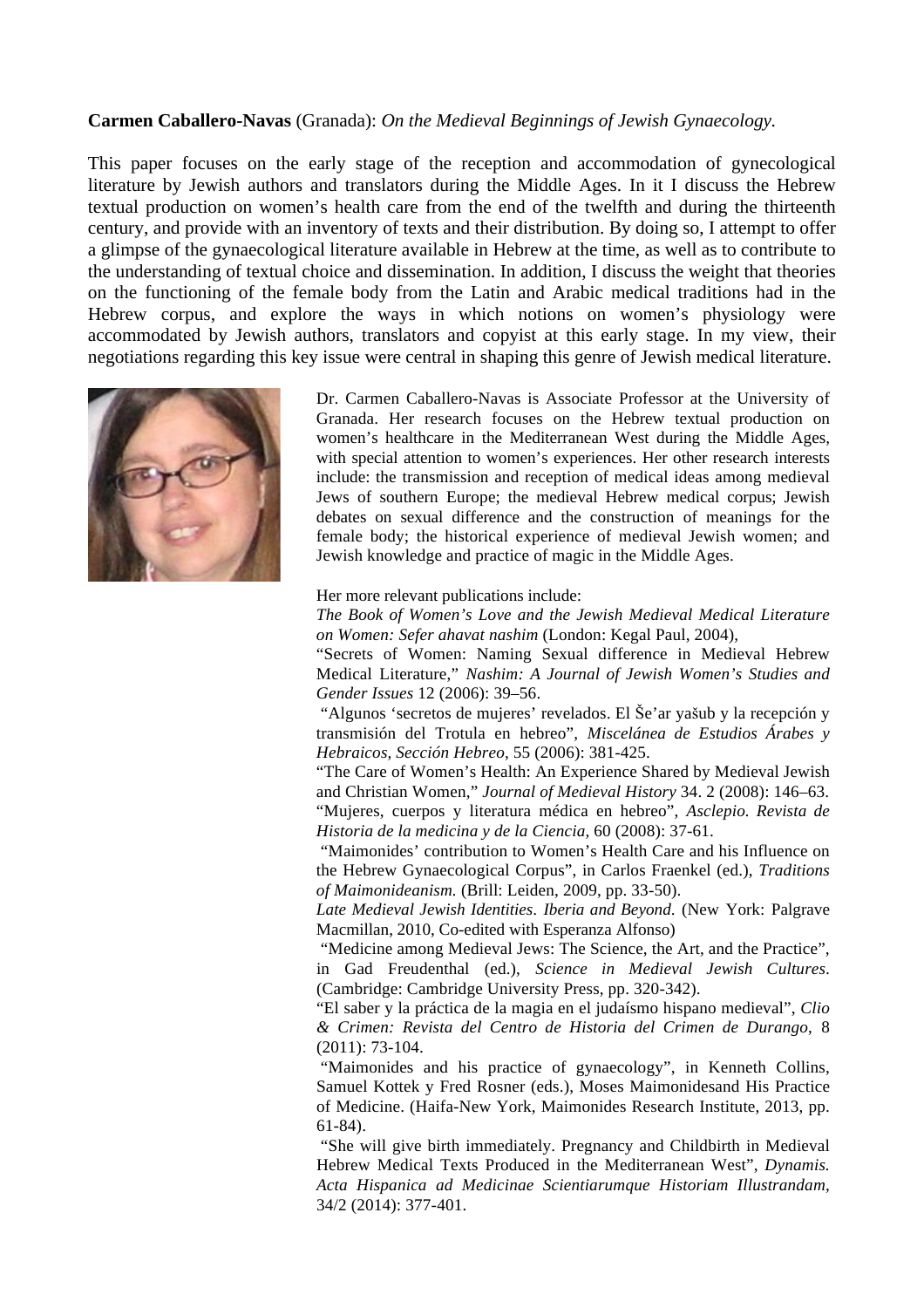**Carmen Caballero-Navas** (Granada): *On the Medieval Beginnings of Jewish Gynaecology.*

This paper focuses on the early stage of the reception and accommodation of gynecological literature by Jewish authors and translators during the Middle Ages. In it I discuss the Hebrew textual production on women's health care from the end of the twelfth and during the thirteenth century, and provide with an inventory of texts and their distribution. By doing so, I attempt to offer a glimpse of the gynaecological literature available in Hebrew at the time, as well as to contribute to the understanding of textual choice and dissemination. In addition, I discuss the weight that theories on the functioning of the female body from the Latin and Arabic medical traditions had in the Hebrew corpus, and explore the ways in which notions on women's physiology were accommodated by Jewish authors, translators and copyist at this early stage. In my view, their negotiations regarding this key issue were central in shaping this genre of Jewish medical literature.

Dr. Carmen Caballero-Navas is Associate Professor at the University of Granada. Her research focuses on the Hebrew textual production on women's healthcare in the Mediterranean West during the Middle Ages, with special attention to women's experiences. Her other research interests include: the transmission and reception of medical ideas among medieval Jews of southern Europe; the medieval Hebrew medical corpus; Jewish debates on sexual difference and the construction of meanings for the female body; the historical experience of medieval Jewish women; and Jewish knowledge and practice of magic in the Middle Ages.

Her more relevant publications include:

*The Book of Women's Love and the Jewish Medieval Medical Literature on Women: Sefer ahavat nashim* (London: Kegal Paul, 2004),

"Secrets of Women: Naming Sexual difference in Medieval Hebrew Medical Literature," *Nashim: A Journal of Jewish Women's Studies and Gender Issues* 12 (2006): 39–56.

"Algunos 'secretos de mujeres' revelados. El Še'ar yašub y la recepción y transmisión del Trotula en hebreo", *Miscelánea de Estudios Árabes y Hebraicos, Sección Hebreo*, 55 (2006): 381-425.

"The Care of Women's Health: An Experience Shared by Medieval Jewish and Christian Women," *Journal of Medieval History* 34. 2 (2008): 146–63.

"Mujeres, cuerpos y literatura médica en hebreo", *Asclepio. Revista de Historia de la medicina y de la Ciencia*, 60 (2008): 37-61.

"Maimonides' contribution to Women's Health Care and his Influence on the Hebrew Gynaecological Corpus", in Carlos Fraenkel (ed.), *Traditions of Maimonideanism.* (Brill: Leiden, 2009, pp. 33-50).

*Late Medieval Jewish Identities. Iberia and Beyond.* (New York: Palgrave Macmillan, 2010, Co-edited with Esperanza Alfonso)

"Medicine among Medieval Jews: The Science, the Art, and the Practice", in Gad Freudenthal (ed.), *Science in Medieval Jewish Cultures*. (Cambridge: Cambridge University Press, pp. 320-342).

"El saber y la práctica de la magia en el judaísmo hispano medieval", *Clio & Crimen: Revista del Centro de Historia del Crimen de Durango*, 8 (2011): 73-104.

"Maimonides and his practice of gynaecology", in Kenneth Collins, Samuel Kottek y Fred Rosner (eds.), Moses Maimonidesand His Practice of Medicine. (Haifa-New York, Maimonides Research Institute, 2013, pp. 61-84).

"She will give birth immediately. Pregnancy and Childbirth in Medieval Hebrew Medical Texts Produced in the Mediterranean West", *Dynamis. Acta Hispanica ad Medicinae Scientiarumque Historiam Illustrandam*, 34/2 (2014): 377-401.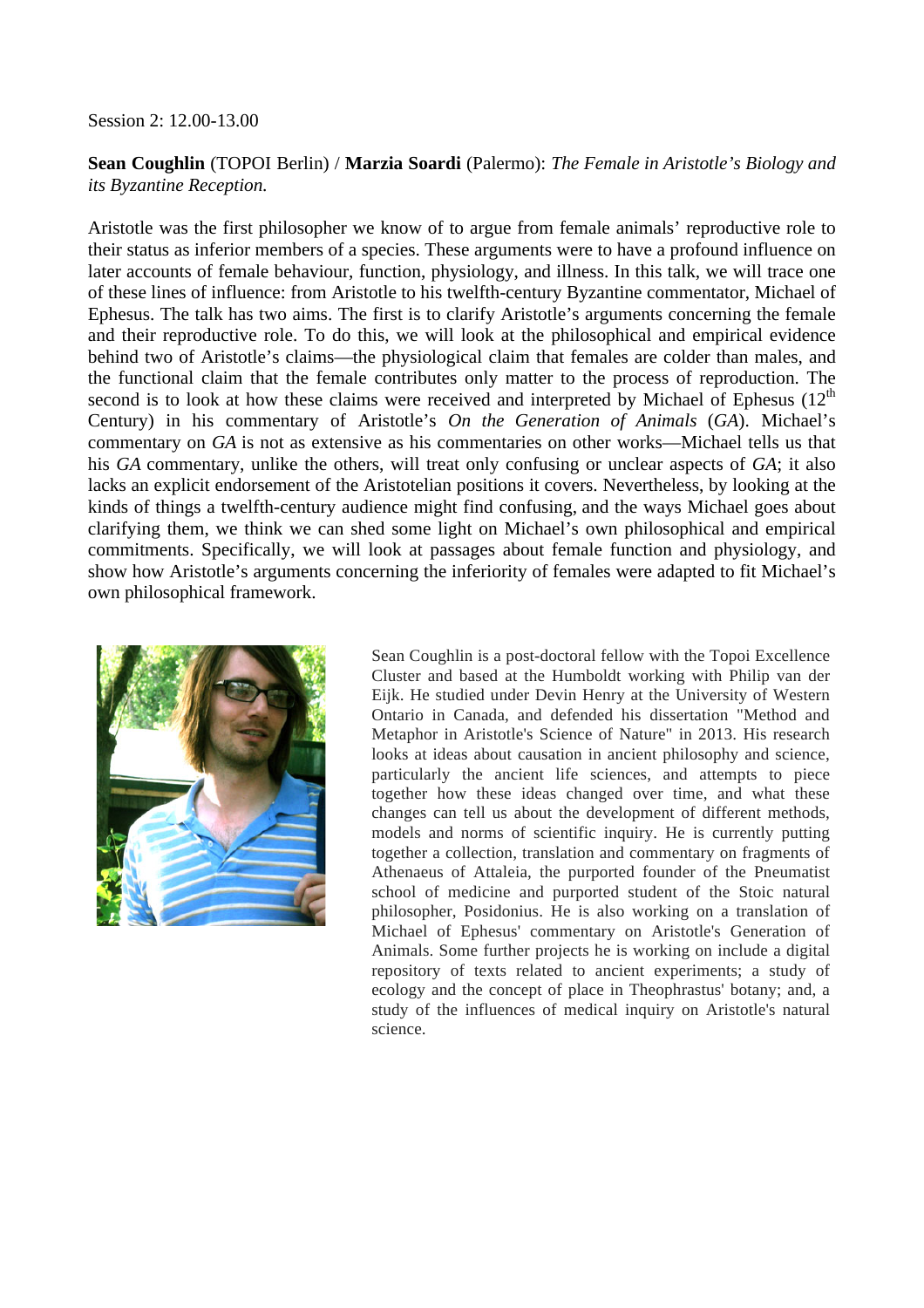Session 2: 12.00-13.00

**Sean Coughlin** (TOPOI Berlin) / **Marzia Soardi** (Palermo): *The Female in Aristotle's Biology and its Byzantine Reception.*

Aristotle was the first philosopher we know of to argue from female animals' reproductive role to their status as inferior members of a species. These arguments were to have a profound influence on later accounts of female behaviour, function, physiology, and illness. In this talk, we will trace one of these lines of influence: from Aristotle to his twelfth-century Byzantine commentator, Michael of Ephesus. The talk has two aims. The first is to clarify Aristotle's arguments concerning the female and their reproductive role. To do this, we will look at the philosophical and empirical evidence behind two of Aristotle's claims—the physiological claim that females are colder than males, and the functional claim that the female contributes only matter to the process of reproduction. The second is to look at how these claims were received and interpreted by Michael of Ephesus (12th Century) in his commentary of Aristotle's *On the Generation of Animals* (*GA*). Michael's commentary on *GA* is not as extensive as his commentaries on other works—Michael tells us that his *GA* commentary, unlike the others, will treat only confusing or unclear aspects of *GA*; it also lacks an explicit endorsement of the Aristotelian positions it covers. Nevertheless, by looking at the kinds of things a twelfth-century audience might find confusing, and the ways Michael goes about clarifying them, we think we can shed some light on Michael's own philosophical and empirical commitments. Specifically, we will look at passages about female function and physiology, and show how Aristotle's arguments concerning the inferiority of females were adapted to fit Michael's own philosophical framework.

Sean Coughlin is a post-doctoral fellow with the Topoi Excellence Cluster and based at the Humboldt working with Philip van der Eijk. He studied under Devin Henry at the University of Western Ontario in Canada, and defended his dissertation "Method and Metaphor in Aristotle's Science of Nature" in 2013. His research looks at ideas about causation in ancient philosophy and science, particularly the ancient life sciences, and attempts to piece together how these ideas changed over time, and what these changes can tell us about the development of different methods, models and norms of scientific inquiry. He is currently putting together a collection, translation and commentary on fragments of Athenaeus of Attaleia, the purported founder of the Pneumatist school of medicine and purported student of the Stoic natural philosopher, Posidonius. He is also working on a translation of Michael of Ephesus' commentary on Aristotle's Generation of Animals. Some further projects he is working on include a digital repository of texts related to ancient experiments; a study of ecology and the concept of place in Theophrastus' botany; and, a study of the influences of medical inquiry on Aristotle's natural science.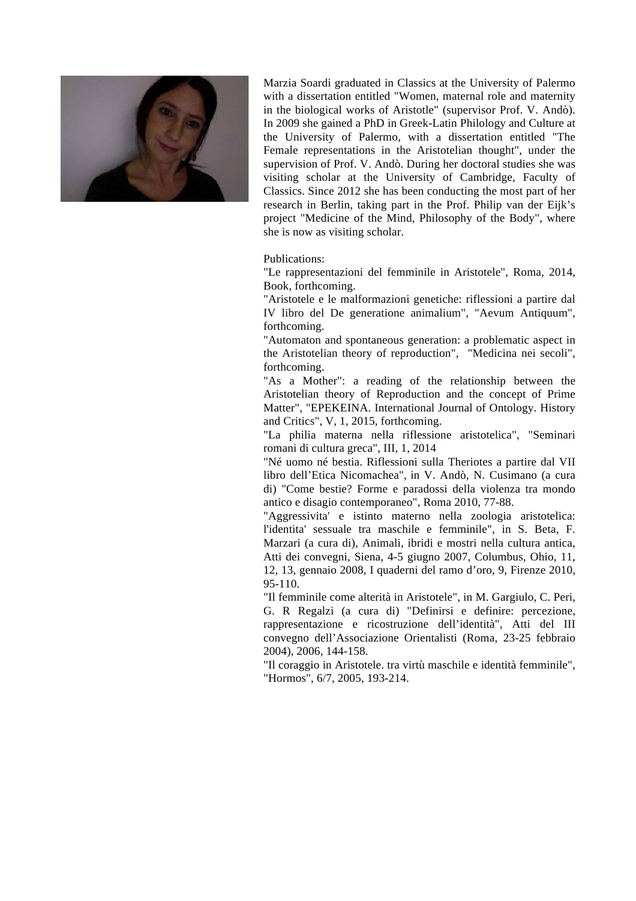Marzia Soardi graduated in Classics at the University of Palermo with a dissertation entitled "Women, maternal role and maternity in the biological works of Aristotle" (supervisor Prof. V. Andò). In 2009 she gained a PhD in Greek-Latin Philology and Culture at the University of Palermo, with a dissertation entitled "The Female representations in the Aristotelian thought", under the supervision of Prof. V. Andò. During her doctoral studies she was visiting scholar at the University of Cambridge, Faculty of Classics. Since 2012 she has been conducting the most part of her research in Berlin, taking part in the Prof. Philip van der Eijk's project "Medicine of the Mind, Philosophy of the Body", where she is now as visiting scholar.

Publications:

"Le rappresentazioni del femminile in Aristotele", Roma, 2014, Book, forthcoming.

"Aristotele e le malformazioni genetiche: riflessioni a partire dal IV libro del De generatione animalium", "Aevum Antiquum", forthcoming.

"Automaton and spontaneous generation: a problematic aspect in the Aristotelian theory of reproduction", "Medicina nei secoli", forthcoming.

"As a Mother": a reading of the relationship between the Aristotelian theory of Reproduction and the concept of Prime Matter", "EPEKEINA. International Journal of Ontology. History and Critics", V, 1, 2015, forthcoming.

"La philia materna nella riflessione aristotelica", "Seminari romani di cultura greca", III, 1, 2014

"Né uomo né bestia. Riflessioni sulla Theriotes a partire dal VII libro dell'Etica Nicomachea", in V. Andò, N. Cusimano (a cura di) "Come bestie? Forme e paradossi della violenza tra mondo antico e disagio contemporaneo", Roma 2010, 77-88.

"Aggressivita' e istinto materno nella zoologia aristotelica: l'identita' sessuale tra maschile e femminile", in S. Beta, F. Marzari (a cura di), Animali, ibridi e mostri nella cultura antica, Atti dei convegni, Siena, 4-5 giugno 2007, Columbus, Ohio, 11, 12, 13, gennaio 2008, I quaderni del ramo d'oro, 9, Firenze 2010, 95-110.

"Il femminile come alterità in Aristotele", in M. Gargiulo, C. Peri, G. R Regalzi (a cura di) "Definirsi e definire: percezione, rappresentazione e ricostruzione dell'identità", Atti del III convegno dell'Associazione Orientalisti (Roma, 23-25 febbraio 2004), 2006, 144-158.

"Il coraggio in Aristotele. tra virtù maschile e identità femminile", "Hormos", 6/7, 2005, 193-214.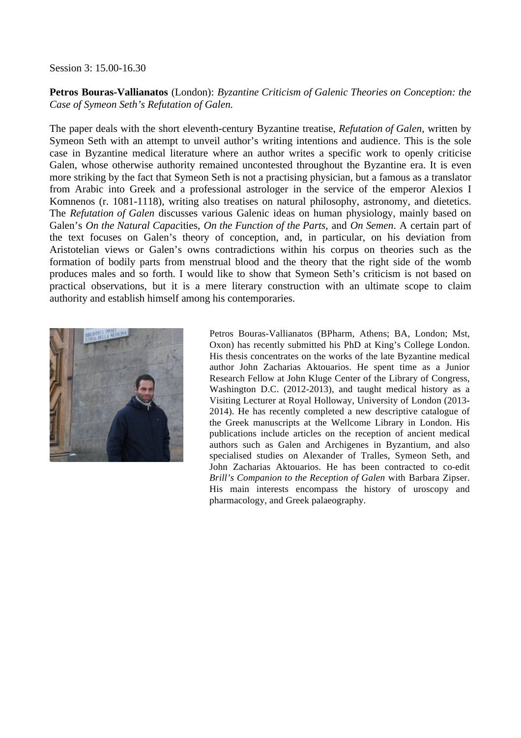Session 3: 15.00-16.30

**Petros Bouras-Vallianatos** (London): *Byzantine Criticism of Galenic Theories on Conception: the Case of Symeon Seth's Refutation of Galen.*

The paper deals with the short eleventh-century Byzantine treatise, *Refutation of Galen*, written by Symeon Seth with an attempt to unveil author's writing intentions and audience. This is the sole case in Byzantine medical literature where an author writes a specific work to openly criticise Galen, whose otherwise authority remained uncontested throughout the Byzantine era. It is even more striking by the fact that Symeon Seth is not a practising physician, but a famous as a translator from Arabic into Greek and a professional astrologer in the service of the emperor Alexios I Komnenos (r. 1081-1118), writing also treatises on natural philosophy, astronomy, and dietetics. The *Refutation of Galen* discusses various Galenic ideas on human physiology, mainly based on Galen's *On the Natural Capac*ities, *On the Function of the Parts*, and *On Semen*. A certain part of the text focuses on Galen's theory of conception, and, in particular, on his deviation from Aristotelian views or Galen's owns contradictions within his corpus on theories such as the formation of bodily parts from menstrual blood and the theory that the right side of the womb produces males and so forth. I would like to show that Symeon Seth's criticism is not based on practical observations, but it is a mere literary construction with an ultimate scope to claim authority and establish himself among his contemporaries.

Petros Bouras-Vallianatos (BPharm, Athens; BA, London; Mst, Oxon) has recently submitted his PhD at King's College London. His thesis concentrates on the works of the late Byzantine medical author John Zacharias Aktouarios. He spent time as a Junior Research Fellow at John Kluge Center of the Library of Congress, Washington D.C. (2012-2013), and taught medical history as a Visiting Lecturer at Royal Holloway, University of London (2013-2014). He has recently completed a new descriptive catalogue of the Greek manuscripts at the Wellcome Library in London. His publications include articles on the reception of ancient medical authors such as Galen and Archigenes in Byzantium, and also specialised studies on Alexander of Tralles, Symeon Seth, and John Zacharias Aktouarios. He has been contracted to co-edit *Brill's Companion to the Reception of Galen* with Barbara Zipser. His main interests encompass the history of uroscopy and pharmacology, and Greek palaeography.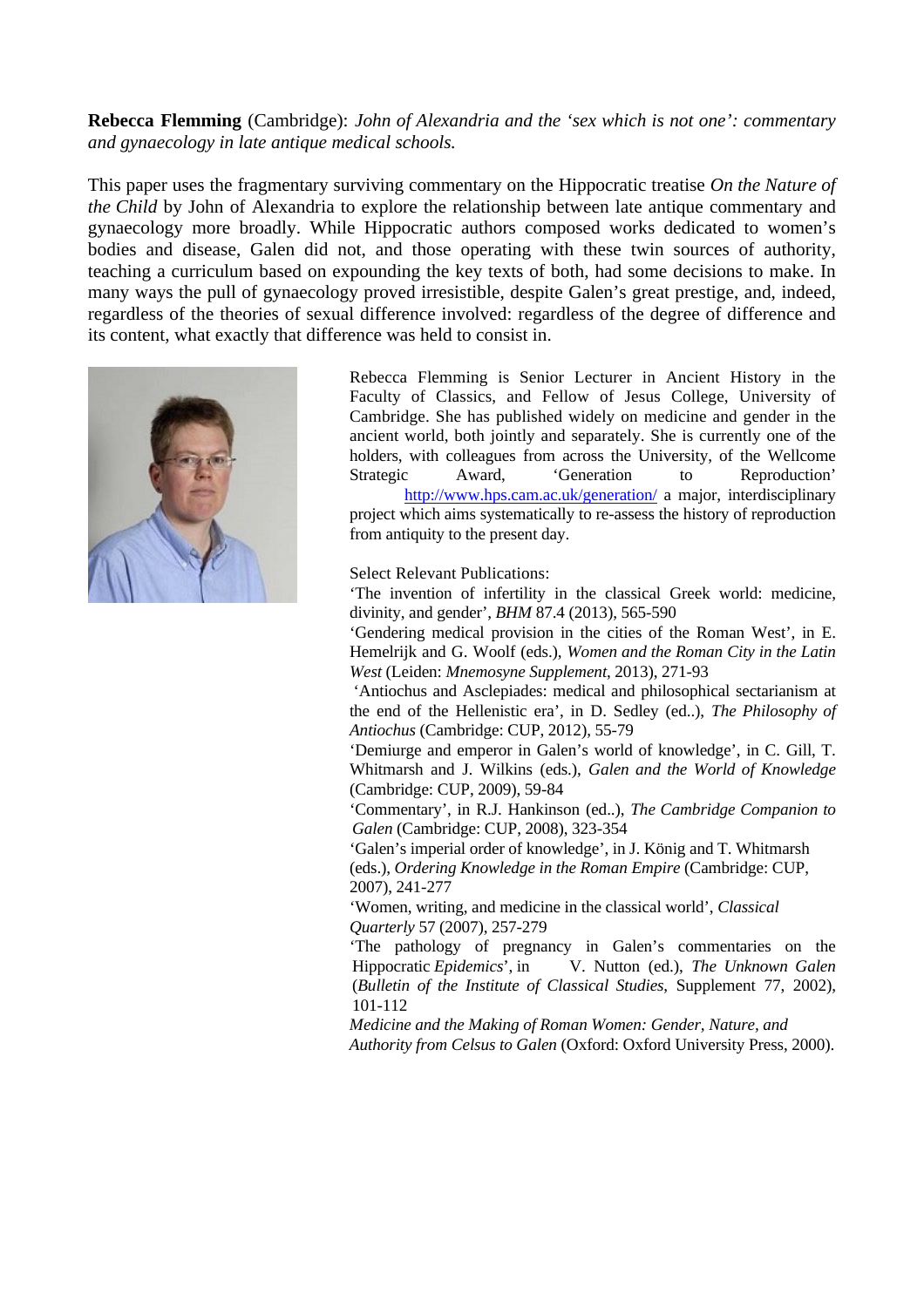**Rebecca Flemming** (Cambridge): *John of Alexandria and the 'sex which is not one': commentary and gynaecology in late antique medical schools.*

This paper uses the fragmentary surviving commentary on the Hippocratic treatise *On the Nature of the Child* by John of Alexandria to explore the relationship between late antique commentary and gynaecology more broadly. While Hippocratic authors composed works dedicated to women's bodies and disease, Galen did not, and those operating with these twin sources of authority, teaching a curriculum based on expounding the key texts of both, had some decisions to make. In many ways the pull of gynaecology proved irresistible, despite Galen's great prestige, and, indeed, regardless of the theories of sexual difference involved: regardless of the degree of difference and its content, what exactly that difference was held to consist in.

Rebecca Flemming is Senior Lecturer in Ancient History in the Faculty of Classics, and Fellow of Jesus College, University of Cambridge. She has published widely on medicine and gender in the ancient world, both jointly and separately. She is currently one of the holders, with colleagues from across the University, of the Wellcome Strategic Award, 'Generation to Reproduction' http://www.hps.cam.ac.uk/generation/ a major, interdisciplinary project which aims systematically to re-assess the history of reproduction from antiquity to the present day.

Select Relevant Publications:

'The invention of infertility in the classical Greek world: medicine, divinity, and gender', *BHM* 87.4 (2013), 565-590

'Gendering medical provision in the cities of the Roman West', in E. Hemelrijk and G. Woolf (eds.), *Women and the Roman City in the Latin West* (Leiden: *Mnemosyne Supplement*, 2013), 271-93

'Antiochus and Asclepiades: medical and philosophical sectarianism at the end of the Hellenistic era', in D. Sedley (ed..), *The Philosophy of Antiochus* (Cambridge: CUP, 2012), 55-79

'Demiurge and emperor in Galen's world of knowledge', in C. Gill, T. Whitmarsh and J. Wilkins (eds.), *Galen and the World of Knowledge* (Cambridge: CUP, 2009), 59-84

'Commentary', in R.J. Hankinson (ed..), *The Cambridge Companion to Galen* (Cambridge: CUP, 2008), 323-354

'Galen's imperial order of knowledge', in J. König and T. Whitmarsh (eds.), *Ordering Knowledge in the Roman Empire* (Cambridge: CUP, 2007), 241-277

'Women, writing, and medicine in the classical world', *Classical Quarterly* 57 (2007), 257-279

'The pathology of pregnancy in Galen's commentaries on the Hippocratic *Epidemics*', in V. Nutton (ed.), *The Unknown Galen* (*Bulletin of the Institute of Classical Studies*, Supplement 77, 2002), 101-112

*Medicine and the Making of Roman Women: Gender, Nature, and Authority from Celsus to Galen* (Oxford: Oxford University Press, 2000).